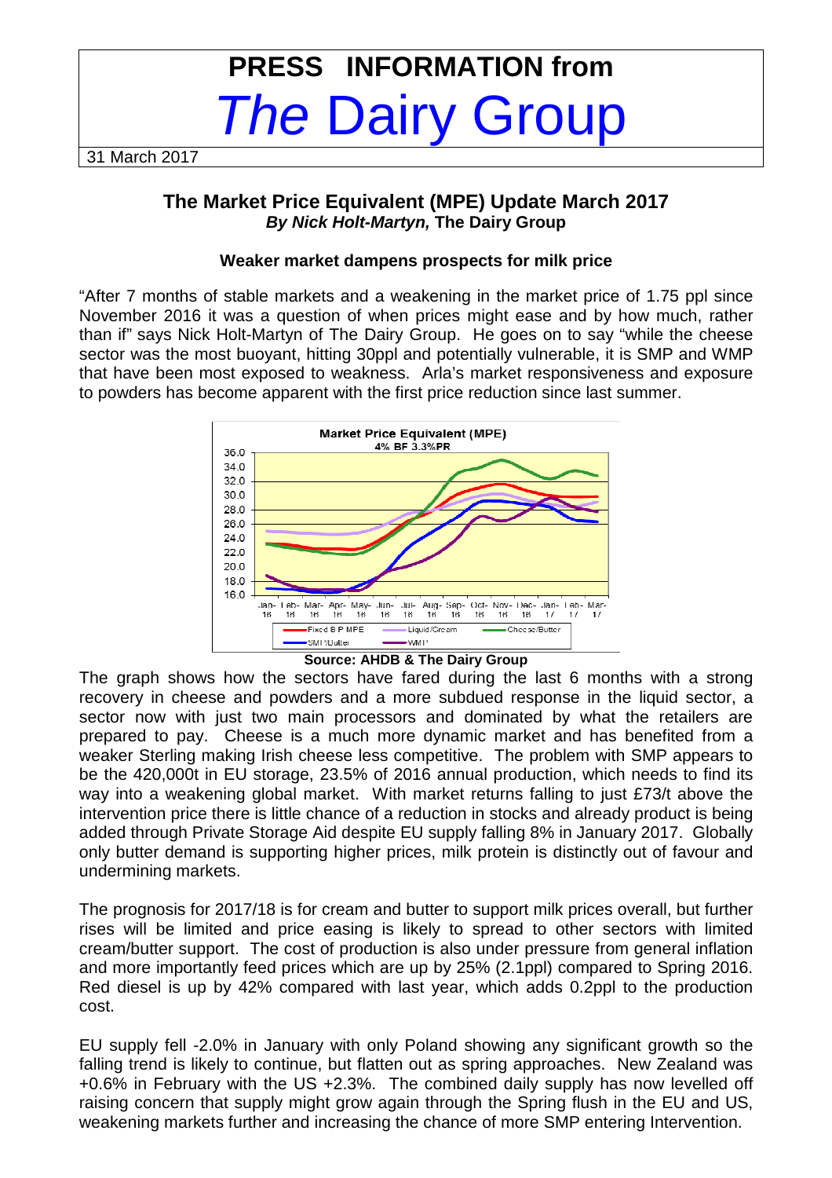# PRESS INFORMATION from *The* Dairy Group

31 March 2017

## The Market Price Equivalent (MPE) Update March 2017

***By Nick Holt-Martyn,* The Dairy Group**

### Weaker market dampens prospects for milk price

"After 7 months of stable markets and a weakening in the market price of 1.75 ppl since November 2016 it was a question of when prices might ease and by how much, rather than if" says Nick Holt-Martyn of The Dairy Group. He goes on to say "while the cheese sector was the most buoyant, hitting 30ppl and potentially vulnerable, it is SMP and WMP that have been most exposed to weakness. Arla's market responsiveness and exposure to powders has become apparent with the first price reduction since last summer.

**Source: AHDB & The Dairy Group**

The graph shows how the sectors have fared during the last 6 months with a strong recovery in cheese and powders and a more subdued response in the liquid sector, a sector now with just two main processors and dominated by what the retailers are prepared to pay. Cheese is a much more dynamic market and has benefited from a weaker Sterling making Irish cheese less competitive. The problem with SMP appears to be the 420,000t in EU storage, 23.5% of 2016 annual production, which needs to find its way into a weakening global market. With market returns falling to just £73/t above the intervention price there is little chance of a reduction in stocks and already product is being added through Private Storage Aid despite EU supply falling 8% in January 2017. Globally only butter demand is supporting higher prices, milk protein is distinctly out of favour and undermining markets.

The prognosis for 2017/18 is for cream and butter to support milk prices overall, but further rises will be limited and price easing is likely to spread to other sectors with limited cream/butter support. The cost of production is also under pressure from general inflation and more importantly feed prices which are up by 25% (2.1ppl) compared to Spring 2016. Red diesel is up by 42% compared with last year, which adds 0.2ppl to the production cost.

EU supply fell -2.0% in January with only Poland showing any significant growth so the falling trend is likely to continue, but flatten out as spring approaches. New Zealand was +0.6% in February with the US +2.3%. The combined daily supply has now levelled off raising concern that supply might grow again through the Spring flush in the EU and US, weakening markets further and increasing the chance of more SMP entering Intervention.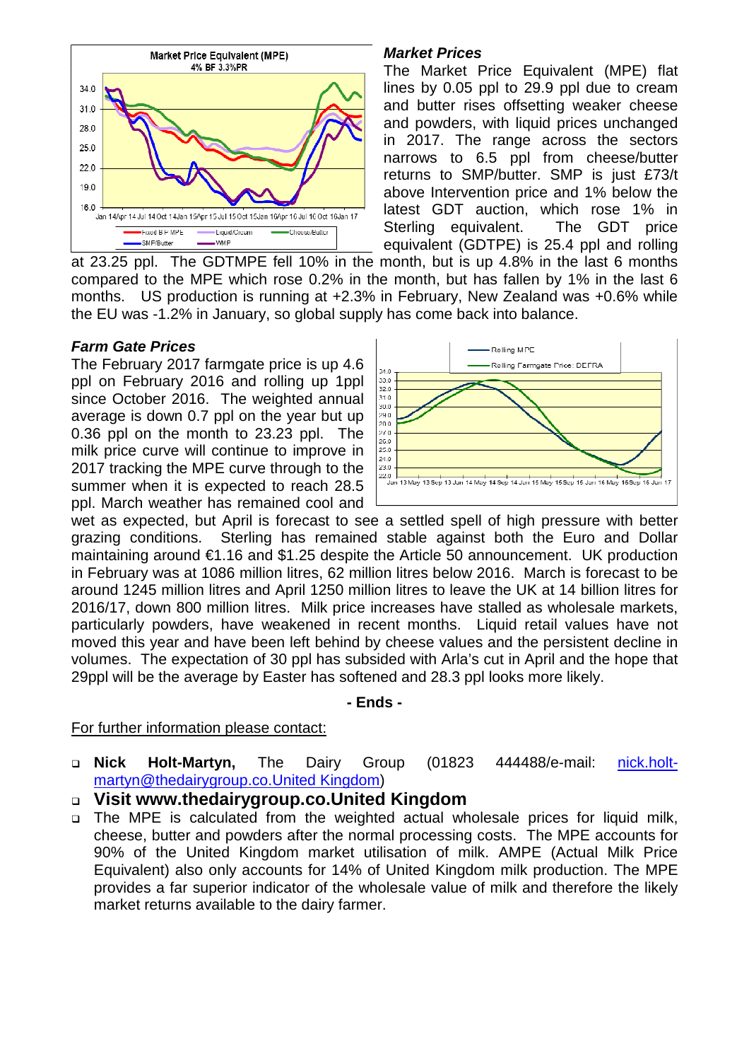Market Price Equivalent (MPE)
4% BF 3.3%PR

34.0
31.0
28.0
25.0
22.0
19.0
16.0

Jan 14 Apr 14 Jul 14 Oct 14 Jan 15 Apr 15 Jul 15 Oct 15 Jan 16 Apr 16 Jul 16 Oct 16 Jan 17

Fixed BF MPE
Liquid/Cream
Cheese/Butter
SMP/Butter
WMP

### *Market Prices*

The Market Price Equivalent (MPE) flat lines by 0.05 ppl to 29.9 ppl due to cream and butter rises offsetting weaker cheese and powders, with liquid prices unchanged in 2017. The range across the sectors narrows to 6.5 ppl from cheese/butter returns to SMP/butter. SMP is just £73/t above Intervention price and 1% below the latest GDT auction, which rose 1% in Sterling equivalent. The GDT price equivalent (GDTPE) is 25.4 ppl and rolling at 23.25 ppl. The GDTMPE fell 10% in the month, but is up 4.8% in the last 6 months compared to the MPE which rose 0.2% in the month, but has fallen by 1% in the last 6 months. US production is running at +2.3% in February, New Zealand was +0.6% while the EU was -1.2% in January, so global supply has come back into balance.

### *Farm Gate Prices*

Rolling MPE
Rolling Farmgate Price: DEFRA

34.0
33.0
32.0
31.0
30.0
29.0
28.0
27.0
26.0
25.0
24.0
23.0
22.0

Jan 13 May 13 Sep 13 Jan 14 May 14 Sep 14 Jan 15 May 15 Sep 15 Jan 16 May 16 Sep 16 Jan 17

The February 2017 farmgate price is up 4.6 ppl on February 2016 and rolling up 1ppl since October 2016. The weighted annual average is down 0.7 ppl on the year but up 0.36 ppl on the month to 23.23 ppl. The milk price curve will continue to improve in 2017 tracking the MPE curve through to the summer when it is expected to reach 28.5 ppl. March weather has remained cool and wet as expected, but April is forecast to see a settled spell of high pressure with better grazing conditions. Sterling has remained stable against both the Euro and Dollar maintaining around €1.16 and $1.25 despite the Article 50 announcement. UK production in February was at 1086 million litres, 62 million litres below 2016. March is forecast to be around 1245 million litres and April 1250 million litres to leave the UK at 14 billion litres for 2016/17, down 800 million litres. Milk price increases have stalled as wholesale markets, particularly powders, have weakened in recent months. Liquid retail values have not moved this year and have been left behind by cheese values and the persistent decline in volumes. The expectation of 30 ppl has subsided with Arla's cut in April and the hope that 29ppl will be the average by Easter has softened and 28.3 ppl looks more likely.

**- Ends -**

For further information please contact:

- **Nick Holt-Martyn,** The Dairy Group (01823 444488/e-mail: nick.holt-martyn@thedairygroup.co.United Kingdom)
- **Visit www.thedairygroup.co.United Kingdom**
- The MPE is calculated from the weighted actual wholesale prices for liquid milk, cheese, butter and powders after the normal processing costs. The MPE accounts for 90% of the United Kingdom market utilisation of milk. AMPE (Actual Milk Price Equivalent) also only accounts for 14% of United Kingdom milk production. The MPE provides a far superior indicator of the wholesale value of milk and therefore the likely market returns available to the dairy farmer.